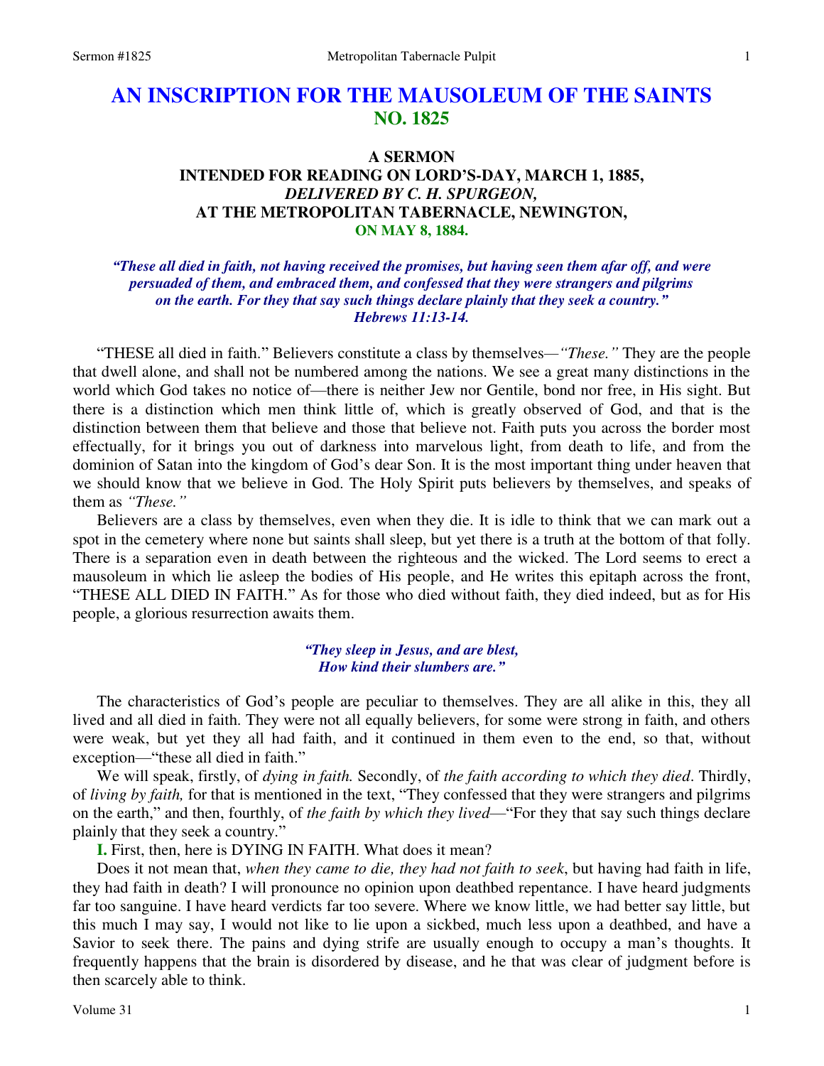# AN INSCRIPTION FOR THE MAUSOLEUM OF THE SAINTS
## NO. 1825

### A SERMON
### INTENDED FOR READING ON LORD'S-DAY, MARCH 1, 1885,
### *DELIVERED BY C. H. SPURGEON,*
### AT THE METROPOLITAN TABERNACLE, NEWINGTON,
### ON MAY 8, 1884.

***"These all died in faith, not having received the promises, but having seen them afar off, and were persuaded of them, and embraced them, and confessed that they were strangers and pilgrims on the earth. For they that say such things declare plainly that they seek a country." Hebrews 11:13-14.***

"THESE all died in faith." Believers constitute a class by themselves—*"These."* They are the people that dwell alone, and shall not be numbered among the nations. We see a great many distinctions in the world which God takes no notice of—there is neither Jew nor Gentile, bond nor free, in His sight. But there is a distinction which men think little of, which is greatly observed of God, and that is the distinction between them that believe and those that believe not. Faith puts you across the border most effectually, for it brings you out of darkness into marvelous light, from death to life, and from the dominion of Satan into the kingdom of God's dear Son. It is the most important thing under heaven that we should know that we believe in God. The Holy Spirit puts believers by themselves, and speaks of them as *"These."*

Believers are a class by themselves, even when they die. It is idle to think that we can mark out a spot in the cemetery where none but saints shall sleep, but yet there is a truth at the bottom of that folly. There is a separation even in death between the righteous and the wicked. The Lord seems to erect a mausoleum in which lie asleep the bodies of His people, and He writes this epitaph across the front, "THESE ALL DIED IN FAITH." As for those who died without faith, they died indeed, but as for His people, a glorious resurrection awaits them.

> ***"They sleep in Jesus, and are blest,***
> ***How kind their slumbers are."***

The characteristics of God's people are peculiar to themselves. They are all alike in this, they all lived and all died in faith. They were not all equally believers, for some were strong in faith, and others were weak, but yet they all had faith, and it continued in them even to the end, so that, without exception—"these all died in faith."

We will speak, firstly, of *dying in faith.* Secondly, of *the faith according to which they died*. Thirdly, of *living by faith,* for that is mentioned in the text, "They confessed that they were strangers and pilgrims on the earth," and then, fourthly, of *the faith by which they lived*—"For they that say such things declare plainly that they seek a country."

**I.** First, then, here is DYING IN FAITH. What does it mean?

Does it not mean that, *when they came to die, they had not faith to seek*, but having had faith in life, they had faith in death? I will pronounce no opinion upon deathbed repentance. I have heard judgments far too sanguine. I have heard verdicts far too severe. Where we know little, we had better say little, but this much I may say, I would not like to lie upon a sickbed, much less upon a deathbed, and have a Savior to seek there. The pains and dying strife are usually enough to occupy a man's thoughts. It frequently happens that the brain is disordered by disease, and he that was clear of judgment before is then scarcely able to think.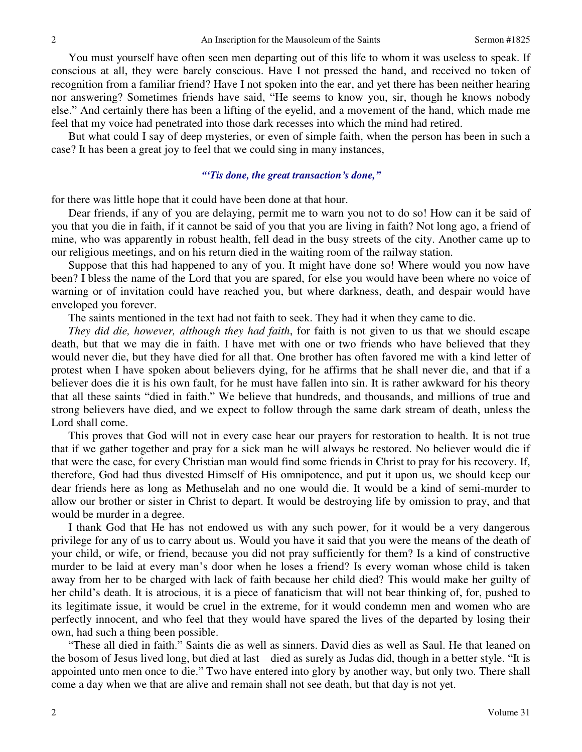You must yourself have often seen men departing out of this life to whom it was useless to speak. If conscious at all, they were barely conscious. Have I not pressed the hand, and received no token of recognition from a familiar friend? Have I not spoken into the ear, and yet there has been neither hearing nor answering? Sometimes friends have said, "He seems to know you, sir, though he knows nobody else." And certainly there has been a lifting of the eyelid, and a movement of the hand, which made me feel that my voice had penetrated into those dark recesses into which the mind had retired.

But what could I say of deep mysteries, or even of simple faith, when the person has been in such a case? It has been a great joy to feel that we could sing in many instances,

*"'Tis done, the great transaction's done,"*

for there was little hope that it could have been done at that hour.

Dear friends, if any of you are delaying, permit me to warn you not to do so! How can it be said of you that you die in faith, if it cannot be said of you that you are living in faith? Not long ago, a friend of mine, who was apparently in robust health, fell dead in the busy streets of the city. Another came up to our religious meetings, and on his return died in the waiting room of the railway station.

Suppose that this had happened to any of you. It might have done so! Where would you now have been? I bless the name of the Lord that you are spared, for else you would have been where no voice of warning or of invitation could have reached you, but where darkness, death, and despair would have enveloped you forever.

The saints mentioned in the text had not faith to seek. They had it when they came to die.

*They did die, however, although they had faith*, for faith is not given to us that we should escape death, but that we may die in faith. I have met with one or two friends who have believed that they would never die, but they have died for all that. One brother has often favored me with a kind letter of protest when I have spoken about believers dying, for he affirms that he shall never die, and that if a believer does die it is his own fault, for he must have fallen into sin. It is rather awkward for his theory that all these saints "died in faith." We believe that hundreds, and thousands, and millions of true and strong believers have died, and we expect to follow through the same dark stream of death, unless the Lord shall come.

This proves that God will not in every case hear our prayers for restoration to health. It is not true that if we gather together and pray for a sick man he will always be restored. No believer would die if that were the case, for every Christian man would find some friends in Christ to pray for his recovery. If, therefore, God had thus divested Himself of His omnipotence, and put it upon us, we should keep our dear friends here as long as Methuselah and no one would die. It would be a kind of semi-murder to allow our brother or sister in Christ to depart. It would be destroying life by omission to pray, and that would be murder in a degree.

I thank God that He has not endowed us with any such power, for it would be a very dangerous privilege for any of us to carry about us. Would you have it said that you were the means of the death of your child, or wife, or friend, because you did not pray sufficiently for them? Is a kind of constructive murder to be laid at every man's door when he loses a friend? Is every woman whose child is taken away from her to be charged with lack of faith because her child died? This would make her guilty of her child's death. It is atrocious, it is a piece of fanaticism that will not bear thinking of, for, pushed to its legitimate issue, it would be cruel in the extreme, for it would condemn men and women who are perfectly innocent, and who feel that they would have spared the lives of the departed by losing their own, had such a thing been possible.

"These all died in faith." Saints die as well as sinners. David dies as well as Saul. He that leaned on the bosom of Jesus lived long, but died at last—died as surely as Judas did, though in a better style. "It is appointed unto men once to die." Two have entered into glory by another way, but only two. There shall come a day when we that are alive and remain shall not see death, but that day is not yet.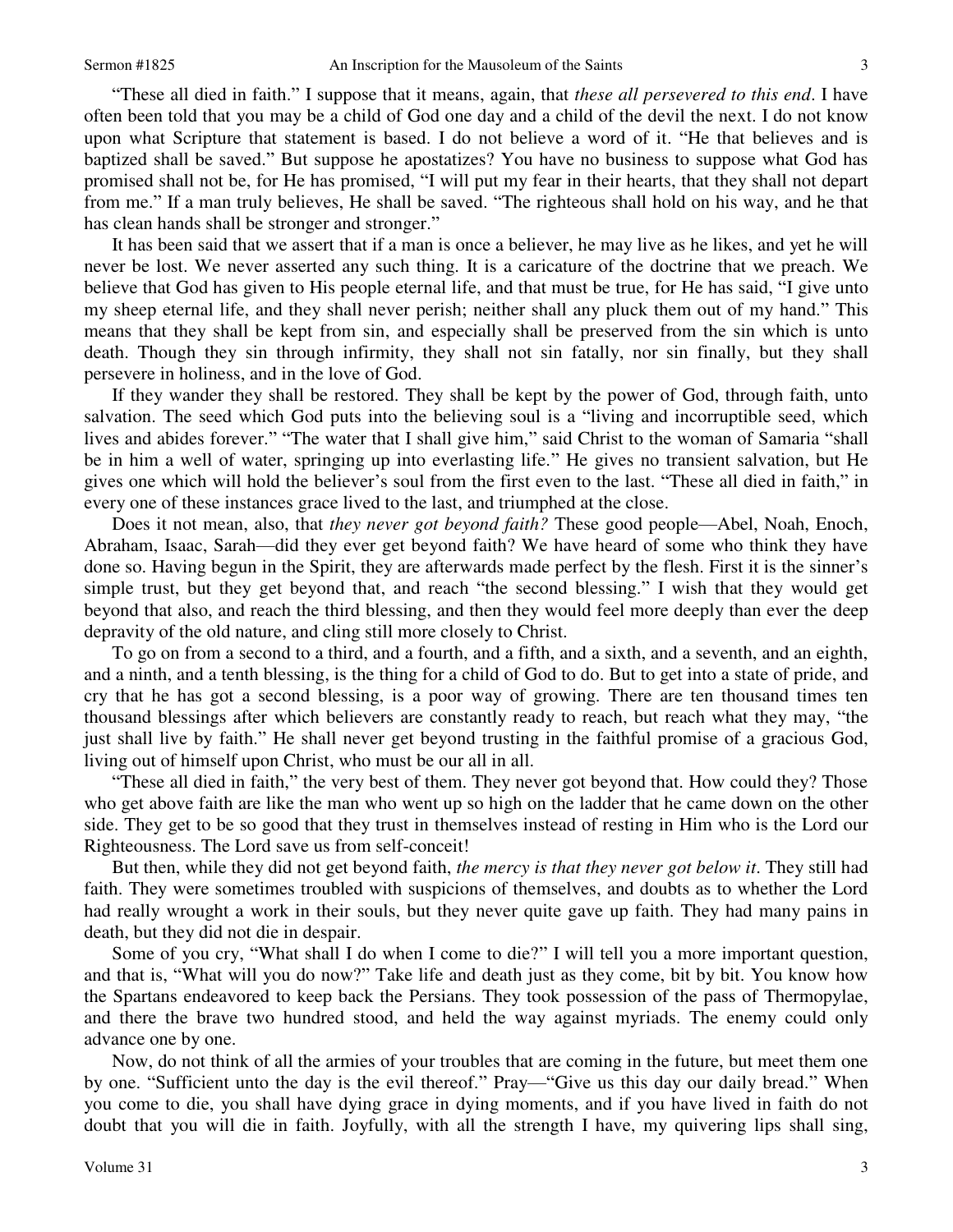"These all died in faith." I suppose that it means, again, that *these all persevered to this end*. I have often been told that you may be a child of God one day and a child of the devil the next. I do not know upon what Scripture that statement is based. I do not believe a word of it. "He that believes and is baptized shall be saved." But suppose he apostatizes? You have no business to suppose what God has promised shall not be, for He has promised, "I will put my fear in their hearts, that they shall not depart from me." If a man truly believes, He shall be saved. "The righteous shall hold on his way, and he that has clean hands shall be stronger and stronger."

It has been said that we assert that if a man is once a believer, he may live as he likes, and yet he will never be lost. We never asserted any such thing. It is a caricature of the doctrine that we preach. We believe that God has given to His people eternal life, and that must be true, for He has said, "I give unto my sheep eternal life, and they shall never perish; neither shall any pluck them out of my hand." This means that they shall be kept from sin, and especially shall be preserved from the sin which is unto death. Though they sin through infirmity, they shall not sin fatally, nor sin finally, but they shall persevere in holiness, and in the love of God.

If they wander they shall be restored. They shall be kept by the power of God, through faith, unto salvation. The seed which God puts into the believing soul is a "living and incorruptible seed, which lives and abides forever." "The water that I shall give him," said Christ to the woman of Samaria "shall be in him a well of water, springing up into everlasting life." He gives no transient salvation, but He gives one which will hold the believer's soul from the first even to the last. "These all died in faith," in every one of these instances grace lived to the last, and triumphed at the close.

Does it not mean, also, that *they never got beyond faith?* These good people—Abel, Noah, Enoch, Abraham, Isaac, Sarah—did they ever get beyond faith? We have heard of some who think they have done so. Having begun in the Spirit, they are afterwards made perfect by the flesh. First it is the sinner's simple trust, but they get beyond that, and reach "the second blessing." I wish that they would get beyond that also, and reach the third blessing, and then they would feel more deeply than ever the deep depravity of the old nature, and cling still more closely to Christ.

To go on from a second to a third, and a fourth, and a fifth, and a sixth, and a seventh, and an eighth, and a ninth, and a tenth blessing, is the thing for a child of God to do. But to get into a state of pride, and cry that he has got a second blessing, is a poor way of growing. There are ten thousand times ten thousand blessings after which believers are constantly ready to reach, but reach what they may, "the just shall live by faith." He shall never get beyond trusting in the faithful promise of a gracious God, living out of himself upon Christ, who must be our all in all.

"These all died in faith," the very best of them. They never got beyond that. How could they? Those who get above faith are like the man who went up so high on the ladder that he came down on the other side. They get to be so good that they trust in themselves instead of resting in Him who is the Lord our Righteousness. The Lord save us from self-conceit!

But then, while they did not get beyond faith, *the mercy is that they never got below it*. They still had faith. They were sometimes troubled with suspicions of themselves, and doubts as to whether the Lord had really wrought a work in their souls, but they never quite gave up faith. They had many pains in death, but they did not die in despair.

Some of you cry, "What shall I do when I come to die?" I will tell you a more important question, and that is, "What will you do now?" Take life and death just as they come, bit by bit. You know how the Spartans endeavored to keep back the Persians. They took possession of the pass of Thermopylae, and there the brave two hundred stood, and held the way against myriads. The enemy could only advance one by one.

Now, do not think of all the armies of your troubles that are coming in the future, but meet them one by one. "Sufficient unto the day is the evil thereof." Pray—"Give us this day our daily bread." When you come to die, you shall have dying grace in dying moments, and if you have lived in faith do not doubt that you will die in faith. Joyfully, with all the strength I have, my quivering lips shall sing,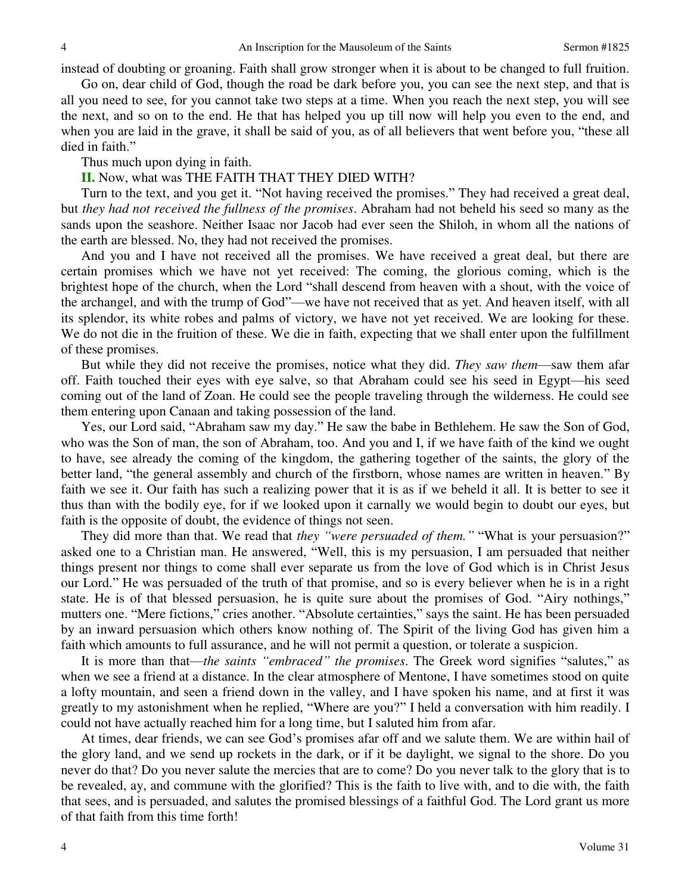instead of doubting or groaning. Faith shall grow stronger when it is about to be changed to full fruition.

Go on, dear child of God, though the road be dark before you, you can see the next step, and that is all you need to see, for you cannot take two steps at a time. When you reach the next step, you will see the next, and so on to the end. He that has helped you up till now will help you even to the end, and when you are laid in the grave, it shall be said of you, as of all believers that went before you, "these all died in faith."

Thus much upon dying in faith.

**II.** Now, what was THE FAITH THAT THEY DIED WITH?

Turn to the text, and you get it. "Not having received the promises." They had received a great deal, but *they had not received the fullness of the promises*. Abraham had not beheld his seed so many as the sands upon the seashore. Neither Isaac nor Jacob had ever seen the Shiloh, in whom all the nations of the earth are blessed. No, they had not received the promises.

And you and I have not received all the promises. We have received a great deal, but there are certain promises which we have not yet received: The coming, the glorious coming, which is the brightest hope of the church, when the Lord "shall descend from heaven with a shout, with the voice of the archangel, and with the trump of God"—we have not received that as yet. And heaven itself, with all its splendor, its white robes and palms of victory, we have not yet received. We are looking for these. We do not die in the fruition of these. We die in faith, expecting that we shall enter upon the fulfillment of these promises.

But while they did not receive the promises, notice what they did. *They saw them*—saw them afar off. Faith touched their eyes with eye salve, so that Abraham could see his seed in Egypt—his seed coming out of the land of Zoan. He could see the people traveling through the wilderness. He could see them entering upon Canaan and taking possession of the land.

Yes, our Lord said, "Abraham saw my day." He saw the babe in Bethlehem. He saw the Son of God, who was the Son of man, the son of Abraham, too. And you and I, if we have faith of the kind we ought to have, see already the coming of the kingdom, the gathering together of the saints, the glory of the better land, "the general assembly and church of the firstborn, whose names are written in heaven." By faith we see it. Our faith has such a realizing power that it is as if we beheld it all. It is better to see it thus than with the bodily eye, for if we looked upon it carnally we would begin to doubt our eyes, but faith is the opposite of doubt, the evidence of things not seen.

They did more than that. We read that *they "were persuaded of them."* "What is your persuasion?" asked one to a Christian man. He answered, "Well, this is my persuasion, I am persuaded that neither things present nor things to come shall ever separate us from the love of God which is in Christ Jesus our Lord." He was persuaded of the truth of that promise, and so is every believer when he is in a right state. He is of that blessed persuasion, he is quite sure about the promises of God. "Airy nothings," mutters one. "Mere fictions," cries another. "Absolute certainties," says the saint. He has been persuaded by an inward persuasion which others know nothing of. The Spirit of the living God has given him a faith which amounts to full assurance, and he will not permit a question, or tolerate a suspicion.

It is more than that—*the saints "embraced" the promises*. The Greek word signifies "salutes," as when we see a friend at a distance. In the clear atmosphere of Mentone, I have sometimes stood on quite a lofty mountain, and seen a friend down in the valley, and I have spoken his name, and at first it was greatly to my astonishment when he replied, "Where are you?" I held a conversation with him readily. I could not have actually reached him for a long time, but I saluted him from afar.

At times, dear friends, we can see God's promises afar off and we salute them. We are within hail of the glory land, and we send up rockets in the dark, or if it be daylight, we signal to the shore. Do you never do that? Do you never salute the mercies that are to come? Do you never talk to the glory that is to be revealed, ay, and commune with the glorified? This is the faith to live with, and to die with, the faith that sees, and is persuaded, and salutes the promised blessings of a faithful God. The Lord grant us more of that faith from this time forth!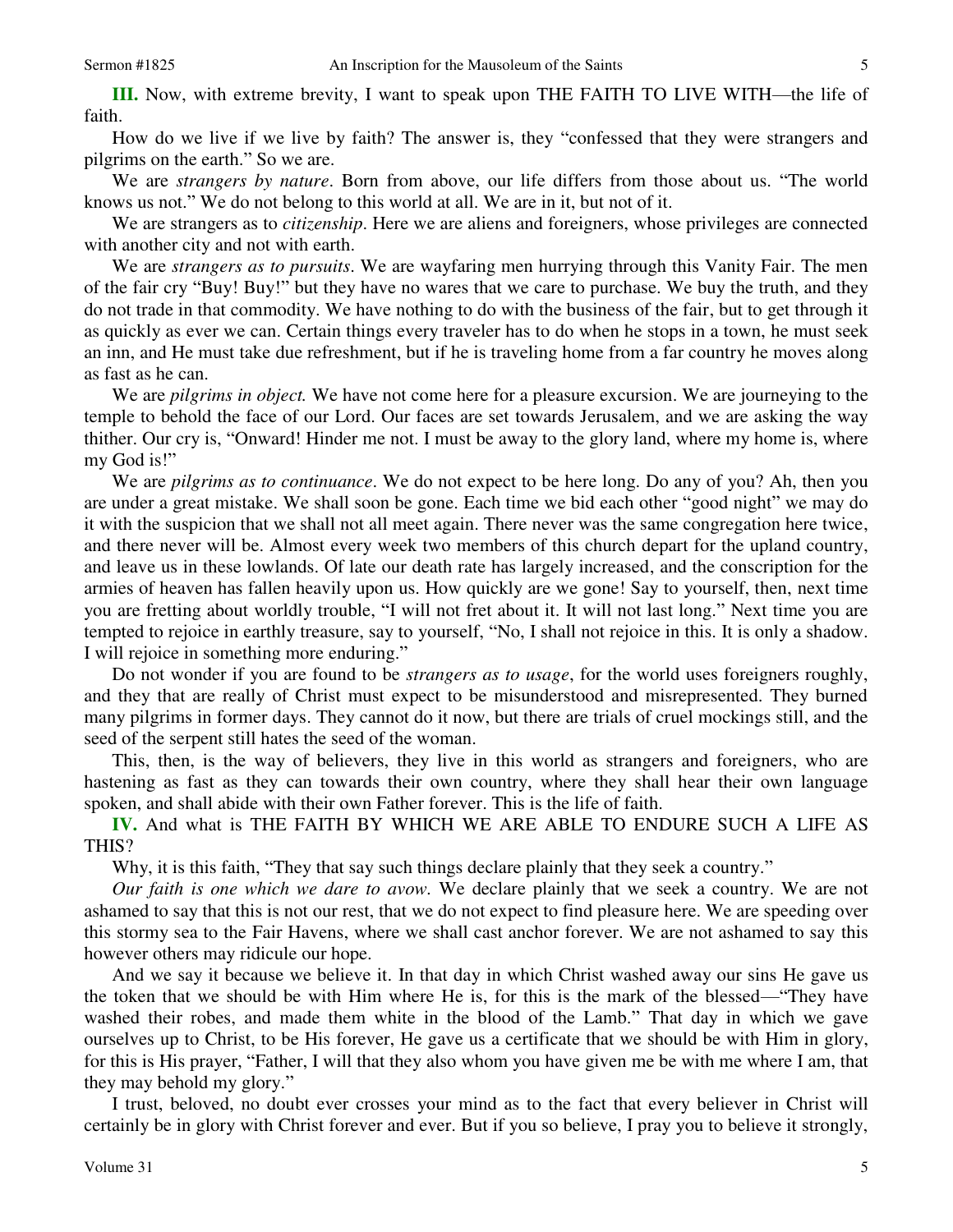**III.** Now, with extreme brevity, I want to speak upon THE FAITH TO LIVE WITH—the life of faith.

How do we live if we live by faith? The answer is, they "confessed that they were strangers and pilgrims on the earth." So we are.

We are *strangers by nature*. Born from above, our life differs from those about us. "The world knows us not." We do not belong to this world at all. We are in it, but not of it.

We are strangers as to *citizenship*. Here we are aliens and foreigners, whose privileges are connected with another city and not with earth.

We are *strangers as to pursuits*. We are wayfaring men hurrying through this Vanity Fair. The men of the fair cry "Buy! Buy!" but they have no wares that we care to purchase. We buy the truth, and they do not trade in that commodity. We have nothing to do with the business of the fair, but to get through it as quickly as ever we can. Certain things every traveler has to do when he stops in a town, he must seek an inn, and He must take due refreshment, but if he is traveling home from a far country he moves along as fast as he can.

We are *pilgrims in object.* We have not come here for a pleasure excursion. We are journeying to the temple to behold the face of our Lord. Our faces are set towards Jerusalem, and we are asking the way thither. Our cry is, "Onward! Hinder me not. I must be away to the glory land, where my home is, where my God is!"

We are *pilgrims as to continuance*. We do not expect to be here long. Do any of you? Ah, then you are under a great mistake. We shall soon be gone. Each time we bid each other "good night" we may do it with the suspicion that we shall not all meet again. There never was the same congregation here twice, and there never will be. Almost every week two members of this church depart for the upland country, and leave us in these lowlands. Of late our death rate has largely increased, and the conscription for the armies of heaven has fallen heavily upon us. How quickly are we gone! Say to yourself, then, next time you are fretting about worldly trouble, "I will not fret about it. It will not last long." Next time you are tempted to rejoice in earthly treasure, say to yourself, "No, I shall not rejoice in this. It is only a shadow. I will rejoice in something more enduring."

Do not wonder if you are found to be *strangers as to usage*, for the world uses foreigners roughly, and they that are really of Christ must expect to be misunderstood and misrepresented. They burned many pilgrims in former days. They cannot do it now, but there are trials of cruel mockings still, and the seed of the serpent still hates the seed of the woman.

This, then, is the way of believers, they live in this world as strangers and foreigners, who are hastening as fast as they can towards their own country, where they shall hear their own language spoken, and shall abide with their own Father forever. This is the life of faith.

**IV.** And what is THE FAITH BY WHICH WE ARE ABLE TO ENDURE SUCH A LIFE AS THIS?

Why, it is this faith, "They that say such things declare plainly that they seek a country."

*Our faith is one which we dare to avow*. We declare plainly that we seek a country. We are not ashamed to say that this is not our rest, that we do not expect to find pleasure here. We are speeding over this stormy sea to the Fair Havens, where we shall cast anchor forever. We are not ashamed to say this however others may ridicule our hope.

And we say it because we believe it. In that day in which Christ washed away our sins He gave us the token that we should be with Him where He is, for this is the mark of the blessed—"They have washed their robes, and made them white in the blood of the Lamb." That day in which we gave ourselves up to Christ, to be His forever, He gave us a certificate that we should be with Him in glory, for this is His prayer, "Father, I will that they also whom you have given me be with me where I am, that they may behold my glory."

I trust, beloved, no doubt ever crosses your mind as to the fact that every believer in Christ will certainly be in glory with Christ forever and ever. But if you so believe, I pray you to believe it strongly,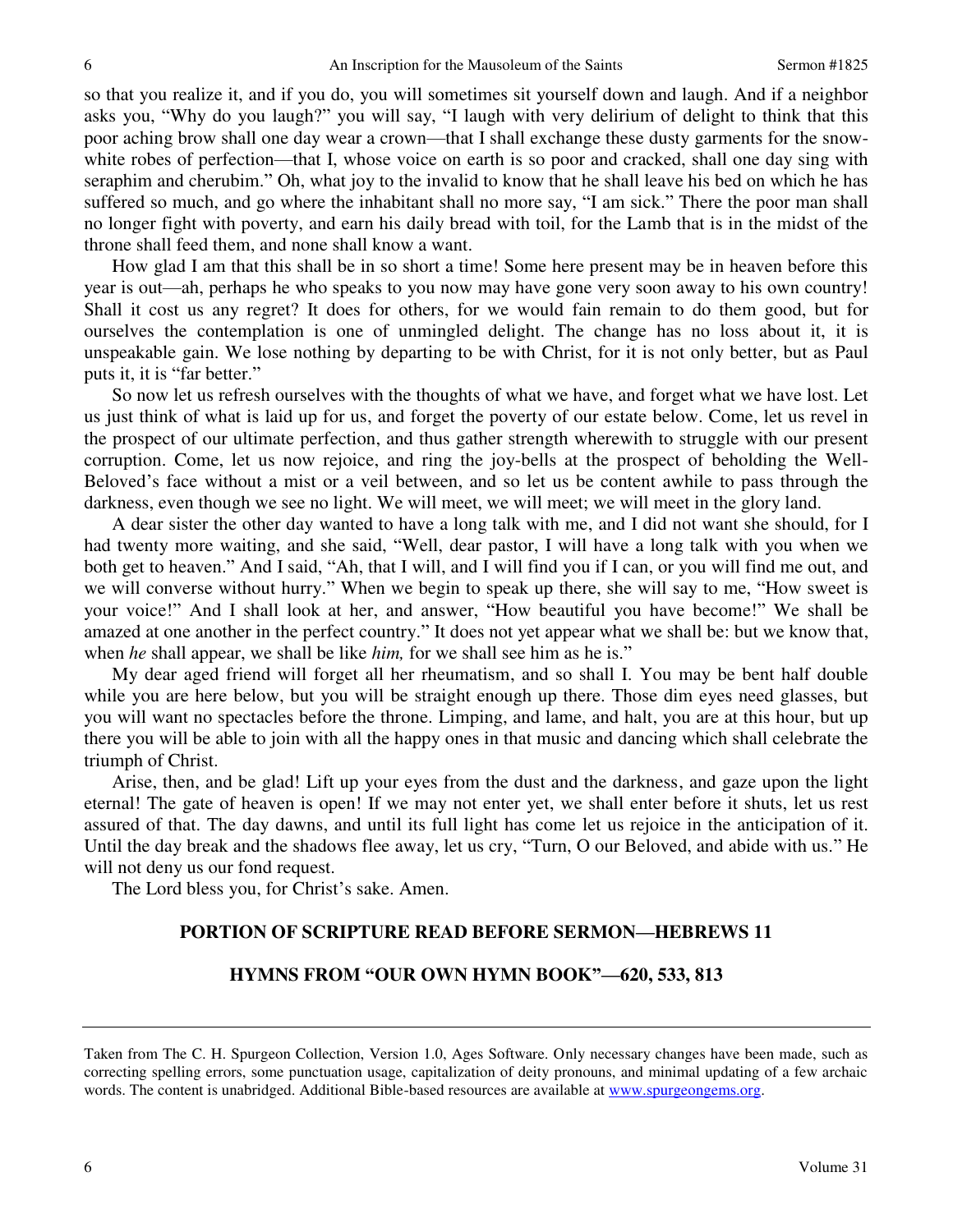so that you realize it, and if you do, you will sometimes sit yourself down and laugh. And if a neighbor asks you, "Why do you laugh?" you will say, "I laugh with very delirium of delight to think that this poor aching brow shall one day wear a crown—that I shall exchange these dusty garments for the snow-white robes of perfection—that I, whose voice on earth is so poor and cracked, shall one day sing with seraphim and cherubim." Oh, what joy to the invalid to know that he shall leave his bed on which he has suffered so much, and go where the inhabitant shall no more say, "I am sick." There the poor man shall no longer fight with poverty, and earn his daily bread with toil, for the Lamb that is in the midst of the throne shall feed them, and none shall know a want.

How glad I am that this shall be in so short a time! Some here present may be in heaven before this year is out—ah, perhaps he who speaks to you now may have gone very soon away to his own country! Shall it cost us any regret? It does for others, for we would fain remain to do them good, but for ourselves the contemplation is one of unmingled delight. The change has no loss about it, it is unspeakable gain. We lose nothing by departing to be with Christ, for it is not only better, but as Paul puts it, it is "far better."

So now let us refresh ourselves with the thoughts of what we have, and forget what we have lost. Let us just think of what is laid up for us, and forget the poverty of our estate below. Come, let us revel in the prospect of our ultimate perfection, and thus gather strength wherewith to struggle with our present corruption. Come, let us now rejoice, and ring the joy-bells at the prospect of beholding the Well-Beloved's face without a mist or a veil between, and so let us be content awhile to pass through the darkness, even though we see no light. We will meet, we will meet; we will meet in the glory land.

A dear sister the other day wanted to have a long talk with me, and I did not want she should, for I had twenty more waiting, and she said, "Well, dear pastor, I will have a long talk with you when we both get to heaven." And I said, "Ah, that I will, and I will find you if I can, or you will find me out, and we will converse without hurry." When we begin to speak up there, she will say to me, "How sweet is your voice!" And I shall look at her, and answer, "How beautiful you have become!" We shall be amazed at one another in the perfect country." It does not yet appear what we shall be: but we know that, when *he* shall appear, we shall be like *him,* for we shall see him as he is."

My dear aged friend will forget all her rheumatism, and so shall I. You may be bent half double while you are here below, but you will be straight enough up there. Those dim eyes need glasses, but you will want no spectacles before the throne. Limping, and lame, and halt, you are at this hour, but up there you will be able to join with all the happy ones in that music and dancing which shall celebrate the triumph of Christ.

Arise, then, and be glad! Lift up your eyes from the dust and the darkness, and gaze upon the light eternal! The gate of heaven is open! If we may not enter yet, we shall enter before it shuts, let us rest assured of that. The day dawns, and until its full light has come let us rejoice in the anticipation of it. Until the day break and the shadows flee away, let us cry, "Turn, O our Beloved, and abide with us." He will not deny us our fond request.

The Lord bless you, for Christ's sake. Amen.

**PORTION OF SCRIPTURE READ BEFORE SERMON—HEBREWS 11**

**HYMNS FROM "OUR OWN HYMN BOOK"—620, 533, 813**

---

Taken from The C. H. Spurgeon Collection, Version 1.0, Ages Software. Only necessary changes have been made, such as correcting spelling errors, some punctuation usage, capitalization of deity pronouns, and minimal updating of a few archaic words. The content is unabridged. Additional Bible-based resources are available at www.spurgeongems.org.